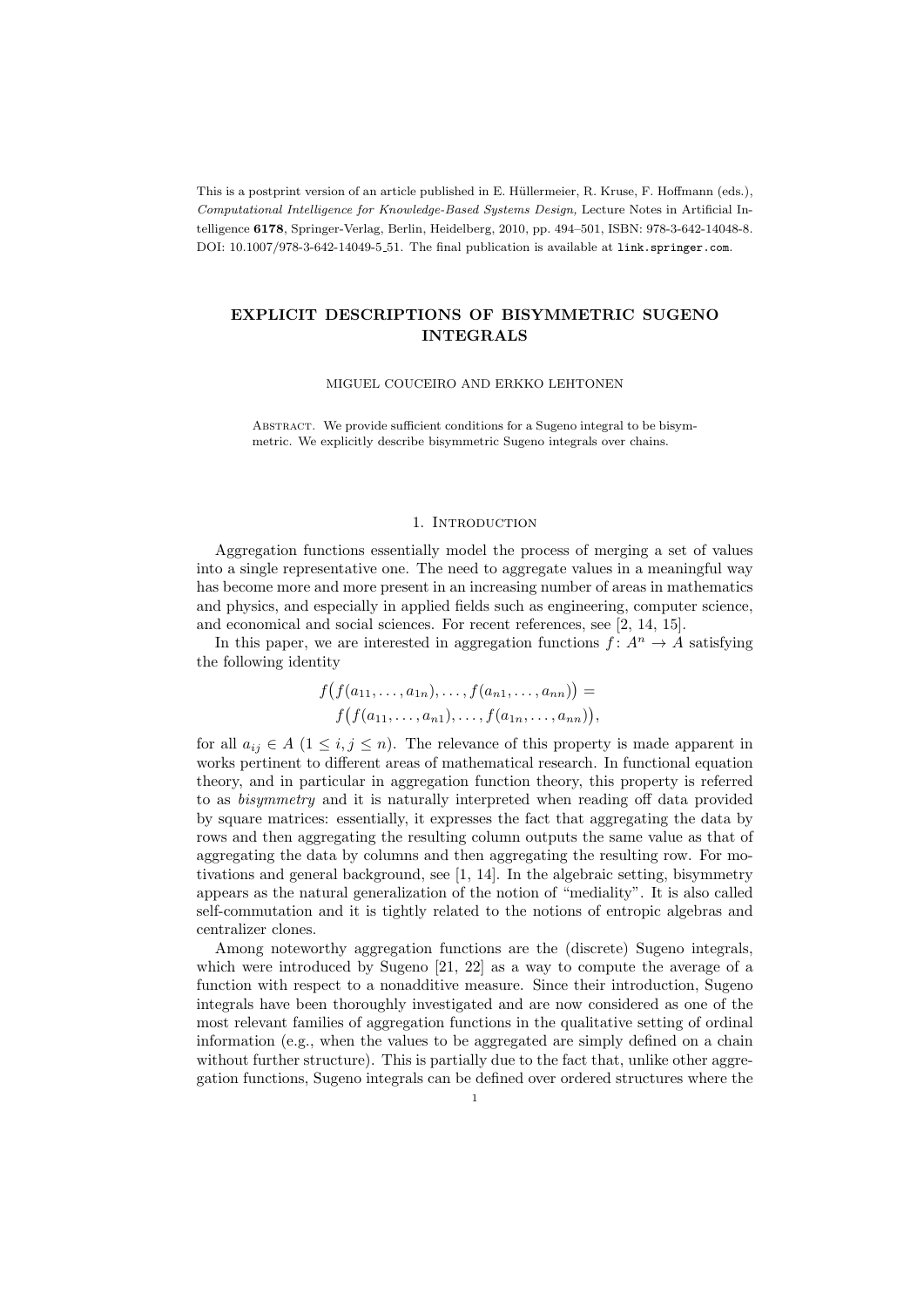This is a postprint version of an article published in E. Hüllermeier, R. Kruse, F. Hoffmann (eds.), *Computational Intelligence for Knowledge-Based Systems Design,* Lecture Notes in Artificial Intelligence **6178**, Springer-Verlag, Berlin, Heidelberg, 2010, pp. 494–501, ISBN: 978-3-642-14048-8. DOI: 10.1007/978-3-642-14049-5_51. The final publication is available at `link.springer.com`.

# EXPLICIT DESCRIPTIONS OF BISYMMETRIC SUGENO INTEGRALS

MIGUEL COUCEIRO AND ERKKO LEHTONEN

Abstract. We provide sufficient conditions for a Sugeno integral to be bisymmetric. We explicitly describe bisymmetric Sugeno integrals over chains.

## 1. Introduction

Aggregation functions essentially model the process of merging a set of values into a single representative one. The need to aggregate values in a meaningful way has become more and more present in an increasing number of areas in mathematics and physics, and especially in applied fields such as engineering, computer science, and economical and social sciences. For recent references, see [2, 14, 15].

In this paper, we are interested in aggregation functions $f\colon A^n \to A$ satisfying the following identity

$$f\big(f(a_{11},\dots,a_{1n}),\dots,f(a_{n1},\dots,a_{nn})\big) = f\big(f(a_{11},\dots,a_{n1}),\dots,f(a_{1n},\dots,a_{nn})\big),$$

for all $a_{ij} \in A$ $(1 \leq i, j \leq n)$. The relevance of this property is made apparent in works pertinent to different areas of mathematical research. In functional equation theory, and in particular in aggregation function theory, this property is referred to as *bisymmetry* and it is naturally interpreted when reading off data provided by square matrices: essentially, it expresses the fact that aggregating the data by rows and then aggregating the resulting column outputs the same value as that of aggregating the data by columns and then aggregating the resulting row. For motivations and general background, see [1, 14]. In the algebraic setting, bisymmetry appears as the natural generalization of the notion of "mediality". It is also called self-commutation and it is tightly related to the notions of entropic algebras and centralizer clones.

Among noteworthy aggregation functions are the (discrete) Sugeno integrals, which were introduced by Sugeno [21, 22] as a way to compute the average of a function with respect to a nonadditive measure. Since their introduction, Sugeno integrals have been thoroughly investigated and are now considered as one of the most relevant families of aggregation functions in the qualitative setting of ordinal information (e.g., when the values to be aggregated are simply defined on a chain without further structure). This is partially due to the fact that, unlike other aggregation functions, Sugeno integrals can be defined over ordered structures where the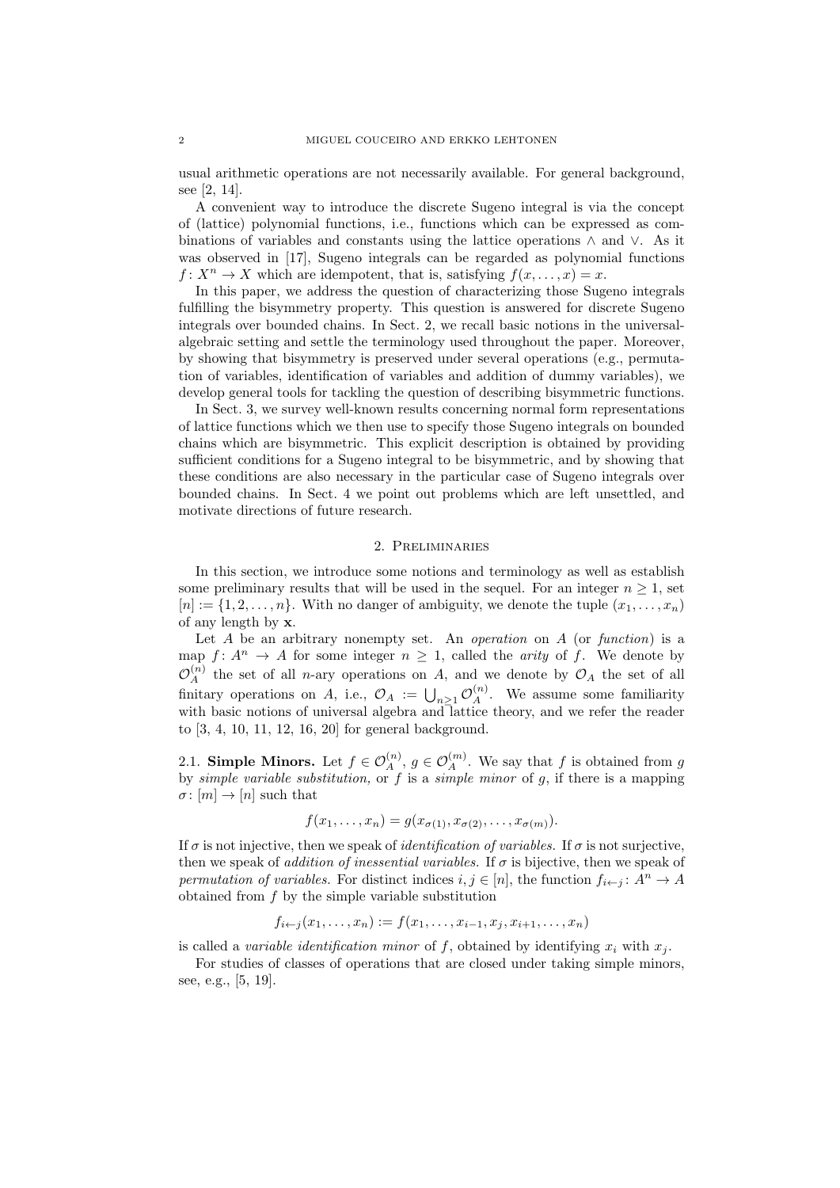usual arithmetic operations are not necessarily available. For general background, see [2, 14].

A convenient way to introduce the discrete Sugeno integral is via the concept of (lattice) polynomial functions, i.e., functions which can be expressed as combinations of variables and constants using the lattice operations $\wedge$ and $\vee$. As it was observed in [17], Sugeno integrals can be regarded as polynomial functions $f\colon X^n \to X$ which are idempotent, that is, satisfying $f(x,\dots,x) = x$.

In this paper, we address the question of characterizing those Sugeno integrals fulfilling the bisymmetry property. This question is answered for discrete Sugeno integrals over bounded chains. In Sect. 2, we recall basic notions in the universal-algebraic setting and settle the terminology used throughout the paper. Moreover, by showing that bisymmetry is preserved under several operations (e.g., permutation of variables, identification of variables and addition of dummy variables), we develop general tools for tackling the question of describing bisymmetric functions.

In Sect. 3, we survey well-known results concerning normal form representations of lattice functions which we then use to specify those Sugeno integrals on bounded chains which are bisymmetric. This explicit description is obtained by providing sufficient conditions for a Sugeno integral to be bisymmetric, and by showing that these conditions are also necessary in the particular case of Sugeno integrals over bounded chains. In Sect. 4 we point out problems which are left unsettled, and motivate directions of future research.

## 2. Preliminaries

In this section, we introduce some notions and terminology as well as establish some preliminary results that will be used in the sequel. For an integer $n \geq 1$, set $[n] := \{1, 2, \dots, n\}$. With no danger of ambiguity, we denote the tuple $(x_1,\dots,x_n)$ of any length by $\mathbf{x}$.

Let $A$ be an arbitrary nonempty set. An *operation* on $A$ (or *function*) is a map $f\colon A^n \to A$ for some integer $n \geq 1$, called the *arity* of $f$. We denote by $\mathcal{O}_A^{(n)}$ the set of all $n$-ary operations on $A$, and we denote by $\mathcal{O}_A$ the set of all finitary operations on $A$, i.e., $\mathcal{O}_A := \bigcup_{n\geq 1} \mathcal{O}_A^{(n)}$. We assume some familiarity with basic notions of universal algebra and lattice theory, and we refer the reader to [3, 4, 10, 11, 12, 16, 20] for general background.

2.1. **Simple Minors.** Let $f \in \mathcal{O}_A^{(n)}$, $g \in \mathcal{O}_A^{(m)}$. We say that $f$ is obtained from $g$ by *simple variable substitution*, or $f$ is a *simple minor* of $g$, if there is a mapping $\sigma\colon [m] \to [n]$ such that

$$f(x_1,\dots,x_n) = g(x_{\sigma(1)}, x_{\sigma(2)}, \dots, x_{\sigma(m)}).$$

If $\sigma$ is not injective, then we speak of *identification of variables.* If $\sigma$ is not surjective, then we speak of *addition of inessential variables.* If $\sigma$ is bijective, then we speak of *permutation of variables.* For distinct indices $i, j \in [n]$, the function $f_{i\leftarrow j}\colon A^n \to A$ obtained from $f$ by the simple variable substitution

$$f_{i\leftarrow j}(x_1,\dots,x_n) := f(x_1,\dots,x_{i-1},x_j,x_{i+1},\dots,x_n)$$

is called a *variable identification minor* of $f$, obtained by identifying $x_i$ with $x_j$.

For studies of classes of operations that are closed under taking simple minors, see, e.g., [5, 19].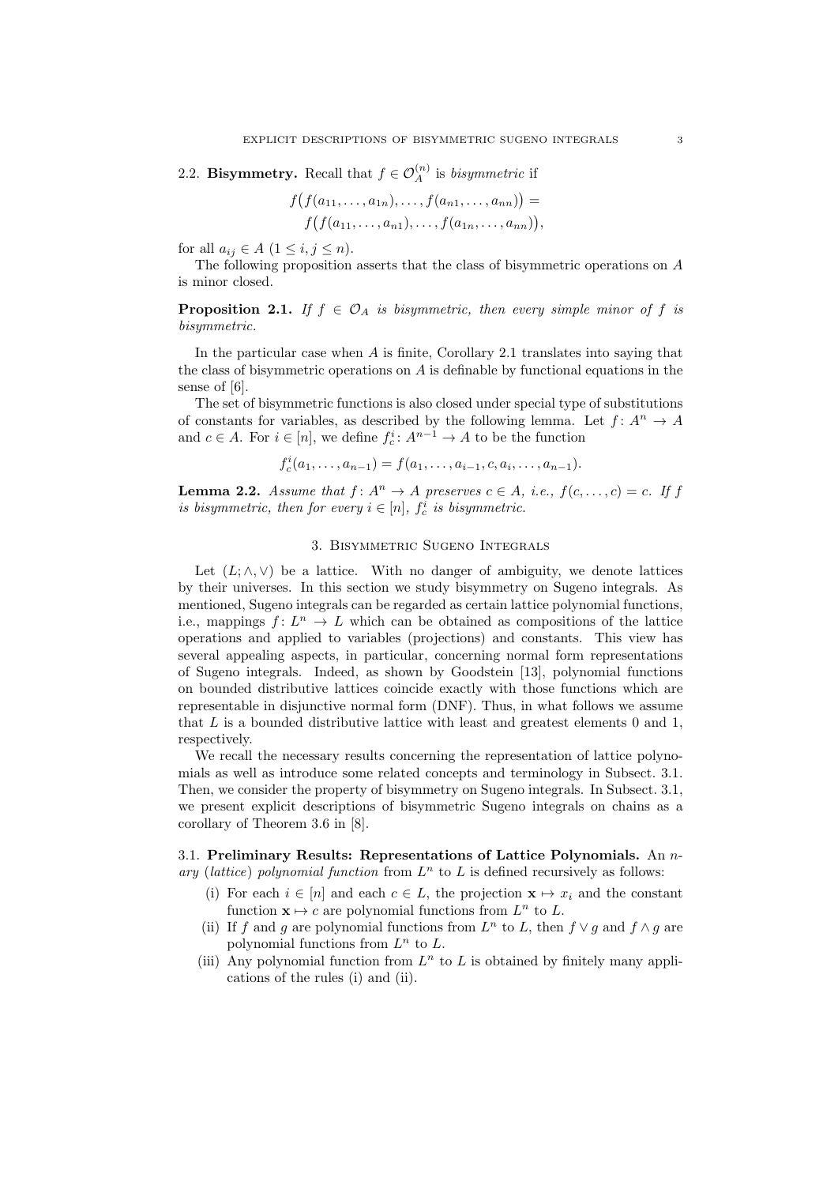2.2. **Bisymmetry.** Recall that $f \in \mathcal{O}_A^{(n)}$ is *bisymmetric* if

$$f\big(f(a_{11},\ldots,a_{1n}),\ldots,f(a_{n1},\ldots,a_{nn})\big) = \\ f\big(f(a_{11},\ldots,a_{n1}),\ldots,f(a_{1n},\ldots,a_{nn})\big),$$

for all $a_{ij} \in A$ $(1 \leq i,j \leq n)$.

The following proposition asserts that the class of bisymmetric operations on $A$ is minor closed.

**Proposition 2.1.** *If $f \in \mathcal{O}_A$ is bisymmetric, then every simple minor of $f$ is bisymmetric.*

In the particular case when $A$ is finite, Corollary 2.1 translates into saying that the class of bisymmetric operations on $A$ is definable by functional equations in the sense of [6].

The set of bisymmetric functions is also closed under special type of substitutions of constants for variables, as described by the following lemma. Let $f\colon A^n \to A$ and $c \in A$. For $i \in [n]$, we define $f_c^i\colon A^{n-1} \to A$ to be the function

$$f_c^i(a_1,\ldots,a_{n-1}) = f(a_1,\ldots,a_{i-1},c,a_i,\ldots,a_{n-1}).$$

**Lemma 2.2.** *Assume that $f\colon A^n \to A$ preserves $c \in A$, i.e., $f(c,\ldots,c) = c$. If $f$ is bisymmetric, then for every $i \in [n]$, $f_c^i$ is bisymmetric.*

## 3. Bisymmetric Sugeno Integrals

Let $(L;\wedge,\vee)$ be a lattice. With no danger of ambiguity, we denote lattices by their universes. In this section we study bisymmetry on Sugeno integrals. As mentioned, Sugeno integrals can be regarded as certain lattice polynomial functions, i.e., mappings $f\colon L^n \to L$ which can be obtained as compositions of the lattice operations and applied to variables (projections) and constants. This view has several appealing aspects, in particular, concerning normal form representations of Sugeno integrals. Indeed, as shown by Goodstein [13], polynomial functions on bounded distributive lattices coincide exactly with those functions which are representable in disjunctive normal form (DNF). Thus, in what follows we assume that $L$ is a bounded distributive lattice with least and greatest elements 0 and 1, respectively.

We recall the necessary results concerning the representation of lattice polynomials as well as introduce some related concepts and terminology in Subsect. 3.1. Then, we consider the property of bisymmetry on Sugeno integrals. In Subsect. 3.1, we present explicit descriptions of bisymmetric Sugeno integrals on chains as a corollary of Theorem 3.6 in [8].

3.1. **Preliminary Results: Representations of Lattice Polynomials.** An *$n$-ary* (*lattice*) *polynomial function* from $L^n$ to $L$ is defined recursively as follows:

(i) For each $i \in [n]$ and each $c \in L$, the projection $\mathbf{x} \mapsto x_i$ and the constant function $\mathbf{x} \mapsto c$ are polynomial functions from $L^n$ to $L$.

(ii) If $f$ and $g$ are polynomial functions from $L^n$ to $L$, then $f \vee g$ and $f \wedge g$ are polynomial functions from $L^n$ to $L$.

(iii) Any polynomial function from $L^n$ to $L$ is obtained by finitely many applications of the rules (i) and (ii).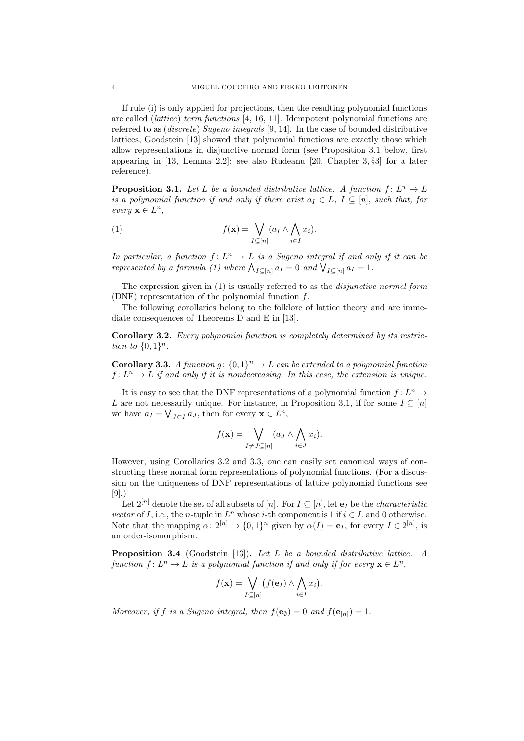If rule (i) is only applied for projections, then the resulting polynomial functions are called (*lattice*) *term functions* [4, 16, 11]. Idempotent polynomial functions are referred to as (*discrete*) *Sugeno integrals* [9, 14]. In the case of bounded distributive lattices, Goodstein [13] showed that polynomial functions are exactly those which allow representations in disjunctive normal form (see Proposition 3.1 below, first appearing in [13, Lemma 2.2]; see also Rudeanu [20, Chapter 3, §3] for a later reference).

**Proposition 3.1.** *Let $L$ be a bounded distributive lattice. A function $f\colon L^n \to L$ is a polynomial function if and only if there exist $a_I \in L$, $I \subseteq [n]$, such that, for every $\mathbf{x} \in L^n$,*

$$f(\mathbf{x}) = \bigvee_{I \subseteq [n]} (a_I \wedge \bigwedge_{i \in I} x_i). \tag{1}$$

*In particular, a function $f\colon L^n \to L$ is a Sugeno integral if and only if it can be represented by a formula (1) where $\bigwedge_{I \subseteq [n]} a_I = 0$ and $\bigvee_{I \subseteq [n]} a_I = 1$.*

The expression given in (1) is usually referred to as the *disjunctive normal form* (DNF) representation of the polynomial function $f$.

The following corollaries belong to the folklore of lattice theory and are immediate consequences of Theorems D and E in [13].

**Corollary 3.2.** *Every polynomial function is completely determined by its restriction to $\{0,1\}^n$.*

**Corollary 3.3.** *A function $g\colon \{0,1\}^n \to L$ can be extended to a polynomial function $f\colon L^n \to L$ if and only if it is nondecreasing. In this case, the extension is unique.*

It is easy to see that the DNF representations of a polynomial function $f\colon L^n \to L$ are not necessarily unique. For instance, in Proposition 3.1, if for some $I \subseteq [n]$ we have $a_I = \bigvee_{J \subset I} a_J$, then for every $\mathbf{x} \in L^n$,

$$f(\mathbf{x}) = \bigvee_{I \neq J \subseteq [n]} (a_J \wedge \bigwedge_{i \in J} x_i).$$

However, using Corollaries 3.2 and 3.3, one can easily set canonical ways of constructing these normal form representations of polynomial functions. (For a discussion on the uniqueness of DNF representations of lattice polynomial functions see [9].)

Let $2^{[n]}$ denote the set of all subsets of $[n]$. For $I \subseteq [n]$, let $\mathbf{e}_I$ be the *characteristic vector* of $I$, i.e., the $n$-tuple in $L^n$ whose $i$-th component is 1 if $i \in I$, and 0 otherwise. Note that the mapping $\alpha\colon 2^{[n]} \to \{0,1\}^n$ given by $\alpha(I) = \mathbf{e}_I$, for every $I \in 2^{[n]}$, is an order-isomorphism.

**Proposition 3.4** (Goodstein [13])**.** *Let $L$ be a bounded distributive lattice. A function $f\colon L^n \to L$ is a polynomial function if and only if for every $\mathbf{x} \in L^n$,*

$$f(\mathbf{x}) = \bigvee_{I \subseteq [n]} \big(f(\mathbf{e}_I) \wedge \bigwedge_{i \in I} x_i\big).$$

*Moreover, if $f$ is a Sugeno integral, then $f(\mathbf{e}_\emptyset) = 0$ and $f(\mathbf{e}_{[n]}) = 1$.*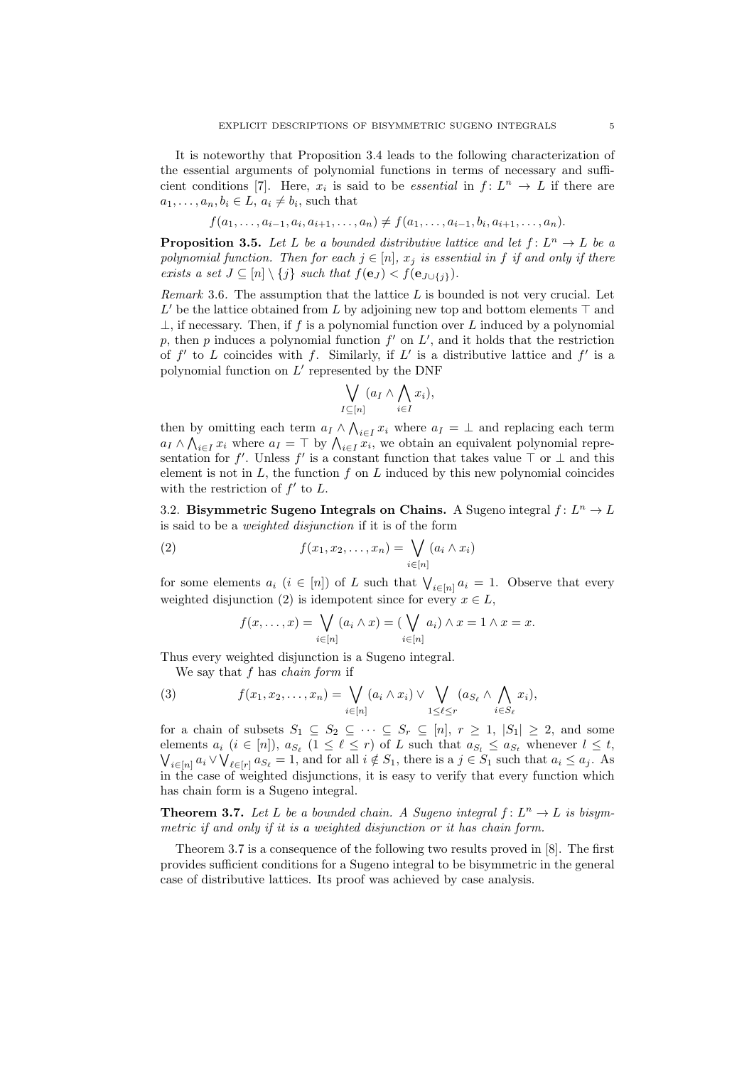It is noteworthy that Proposition 3.4 leads to the following characterization of the essential arguments of polynomial functions in terms of necessary and sufficient conditions [7]. Here, $x_i$ is said to be *essential* in $f\colon L^n \to L$ if there are $a_1, \ldots, a_n, b_i \in L$, $a_i \neq b_i$, such that

$$f(a_1, \ldots, a_{i-1}, a_i, a_{i+1}, \ldots, a_n) \neq f(a_1, \ldots, a_{i-1}, b_i, a_{i+1}, \ldots, a_n).$$

**Proposition 3.5.** *Let $L$ be a bounded distributive lattice and let $f\colon L^n \to L$ be a polynomial function. Then for each $j \in [n]$, $x_j$ is essential in $f$ if and only if there exists a set $J \subseteq [n] \setminus \{j\}$ such that $f(\mathbf{e}_J) < f(\mathbf{e}_{J\cup\{j\}})$.*

*Remark* 3.6. The assumption that the lattice $L$ is bounded is not very crucial. Let $L'$ be the lattice obtained from $L$ by adjoining new top and bottom elements $\top$ and $\bot$, if necessary. Then, if $f$ is a polynomial function over $L$ induced by a polynomial $p$, then $p$ induces a polynomial function $f'$ on $L'$, and it holds that the restriction of $f'$ to $L$ coincides with $f$. Similarly, if $L'$ is a distributive lattice and $f'$ is a polynomial function on $L'$ represented by the DNF

$$\bigvee_{I\subseteq[n]} (a_I \wedge \bigwedge_{i\in I} x_i),$$

then by omitting each term $a_I \wedge \bigwedge_{i\in I} x_i$ where $a_I = \bot$ and replacing each term $a_I \wedge \bigwedge_{i\in I} x_i$ where $a_I = \top$ by $\bigwedge_{i\in I} x_i$, we obtain an equivalent polynomial representation for $f'$. Unless $f'$ is a constant function that takes value $\top$ or $\bot$ and this element is not in $L$, the function $f$ on $L$ induced by this new polynomial coincides with the restriction of $f'$ to $L$.

3.2. **Bisymmetric Sugeno Integrals on Chains.** A Sugeno integral $f\colon L^n \to L$ is said to be a *weighted disjunction* if it is of the form

$$f(x_1, x_2, \ldots, x_n) = \bigvee_{i\in[n]} (a_i \wedge x_i) \tag{2}$$

for some elements $a_i$ ($i \in [n]$) of $L$ such that $\bigvee_{i\in[n]} a_i = 1$. Observe that every weighted disjunction (2) is idempotent since for every $x \in L$,

$$f(x, \ldots, x) = \bigvee_{i\in[n]} (a_i \wedge x) = (\bigvee_{i\in[n]} a_i) \wedge x = 1 \wedge x = x.$$

Thus every weighted disjunction is a Sugeno integral.

We say that $f$ has *chain form* if

$$f(x_1, x_2, \ldots, x_n) = \bigvee_{i\in[n]} (a_i \wedge x_i) \vee \bigvee_{1\leq\ell\leq r} (a_{S_\ell} \wedge \bigwedge_{i\in S_\ell} x_i), \tag{3}$$

for a chain of subsets $S_1 \subseteq S_2 \subseteq \cdots \subseteq S_r \subseteq [n]$, $r \geq 1$, $|S_1| \geq 2$, and some elements $a_i$ ($i \in [n]$), $a_{S_\ell}$ ($1 \leq \ell \leq r$) of $L$ such that $a_{S_l} \leq a_{S_t}$ whenever $l \leq t$, $\bigvee_{i\in[n]} a_i \vee \bigvee_{\ell\in[r]} a_{S_\ell} = 1$, and for all $i \notin S_1$, there is a $j \in S_1$ such that $a_i \leq a_j$. As in the case of weighted disjunctions, it is easy to verify that every function which has chain form is a Sugeno integral.

**Theorem 3.7.** *Let $L$ be a bounded chain. A Sugeno integral $f\colon L^n \to L$ is bisymmetric if and only if it is a weighted disjunction or it has chain form.*

Theorem 3.7 is a consequence of the following two results proved in [8]. The first provides sufficient conditions for a Sugeno integral to be bisymmetric in the general case of distributive lattices. Its proof was achieved by case analysis.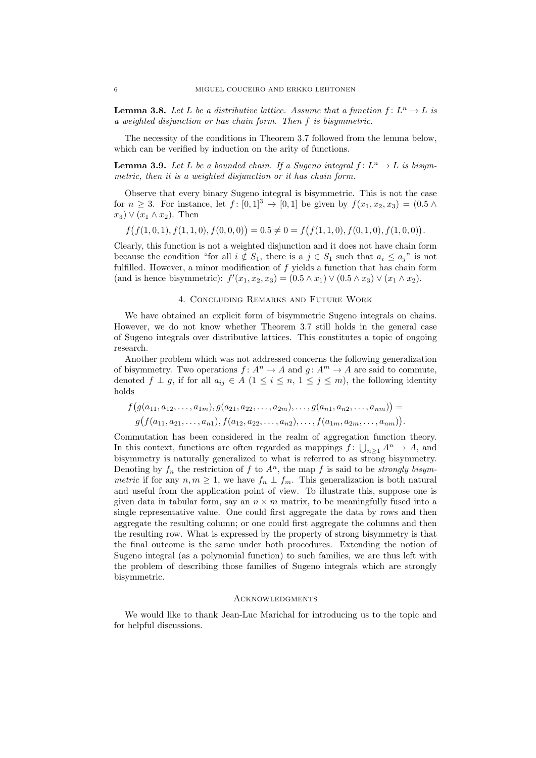**Lemma 3.8.** *Let $L$ be a distributive lattice. Assume that a function $f\colon L^n \to L$ is a weighted disjunction or has chain form. Then $f$ is bisymmetric.*

The necessity of the conditions in Theorem 3.7 followed from the lemma below, which can be verified by induction on the arity of functions.

**Lemma 3.9.** *Let $L$ be a bounded chain. If a Sugeno integral $f\colon L^n \to L$ is bisymmetric, then it is a weighted disjunction or it has chain form.*

Observe that every binary Sugeno integral is bisymmetric. This is not the case for $n \geq 3$. For instance, let $f\colon [0,1]^3 \to [0,1]$ be given by $f(x_1, x_2, x_3) = (0.5 \wedge x_3) \vee (x_1 \wedge x_2)$. Then

$$f\big(f(1,0,1), f(1,1,0), f(0,0,0)\big) = 0.5 \neq 0 = f\big(f(1,1,0), f(0,1,0), f(1,0,0)\big).$$

Clearly, this function is not a weighted disjunction and it does not have chain form because the condition "for all $i \notin S_1$, there is a $j \in S_1$ such that $a_i \leq a_j$" is not fulfilled. However, a minor modification of $f$ yields a function that has chain form (and is hence bisymmetric): $f'(x_1, x_2, x_3) = (0.5 \wedge x_1) \vee (0.5 \wedge x_3) \vee (x_1 \wedge x_2)$.

## 4. Concluding Remarks and Future Work

We have obtained an explicit form of bisymmetric Sugeno integrals on chains. However, we do not know whether Theorem 3.7 still holds in the general case of Sugeno integrals over distributive lattices. This constitutes a topic of ongoing research.

Another problem which was not addressed concerns the following generalization of bisymmetry. Two operations $f\colon A^n \to A$ and $g\colon A^m \to A$ are said to commute, denoted $f \perp g$, if for all $a_{ij} \in A$ $(1 \leq i \leq n,\ 1 \leq j \leq m)$, the following identity holds

$$\begin{aligned}
&f\big(g(a_{11}, a_{12}, \dots, a_{1m}), g(a_{21}, a_{22}, \dots, a_{2m}), \dots, g(a_{n1}, a_{n2}, \dots, a_{nm})\big) = \\
&\quad g\big(f(a_{11}, a_{21}, \dots, a_{n1}), f(a_{12}, a_{22}, \dots, a_{n2}), \dots, f(a_{1m}, a_{2m}, \dots, a_{nm})\big).
\end{aligned}$$

Commutation has been considered in the realm of aggregation function theory. In this context, functions are often regarded as mappings $f\colon \bigcup_{n\geq 1} A^n \to A$, and bisymmetry is naturally generalized to what is referred to as strong bisymmetry. Denoting by $f_n$ the restriction of $f$ to $A^n$, the map $f$ is said to be *strongly bisymmetric* if for any $n, m \geq 1$, we have $f_n \perp f_m$. This generalization is both natural and useful from the application point of view. To illustrate this, suppose one is given data in tabular form, say an $n \times m$ matrix, to be meaningfully fused into a single representative value. One could first aggregate the data by rows and then aggregate the resulting column; or one could first aggregate the columns and then the resulting row. What is expressed by the property of strong bisymmetry is that the final outcome is the same under both procedures. Extending the notion of Sugeno integral (as a polynomial function) to such families, we are thus left with the problem of describing those families of Sugeno integrals which are strongly bisymmetric.

## Acknowledgments

We would like to thank Jean-Luc Marichal for introducing us to the topic and for helpful discussions.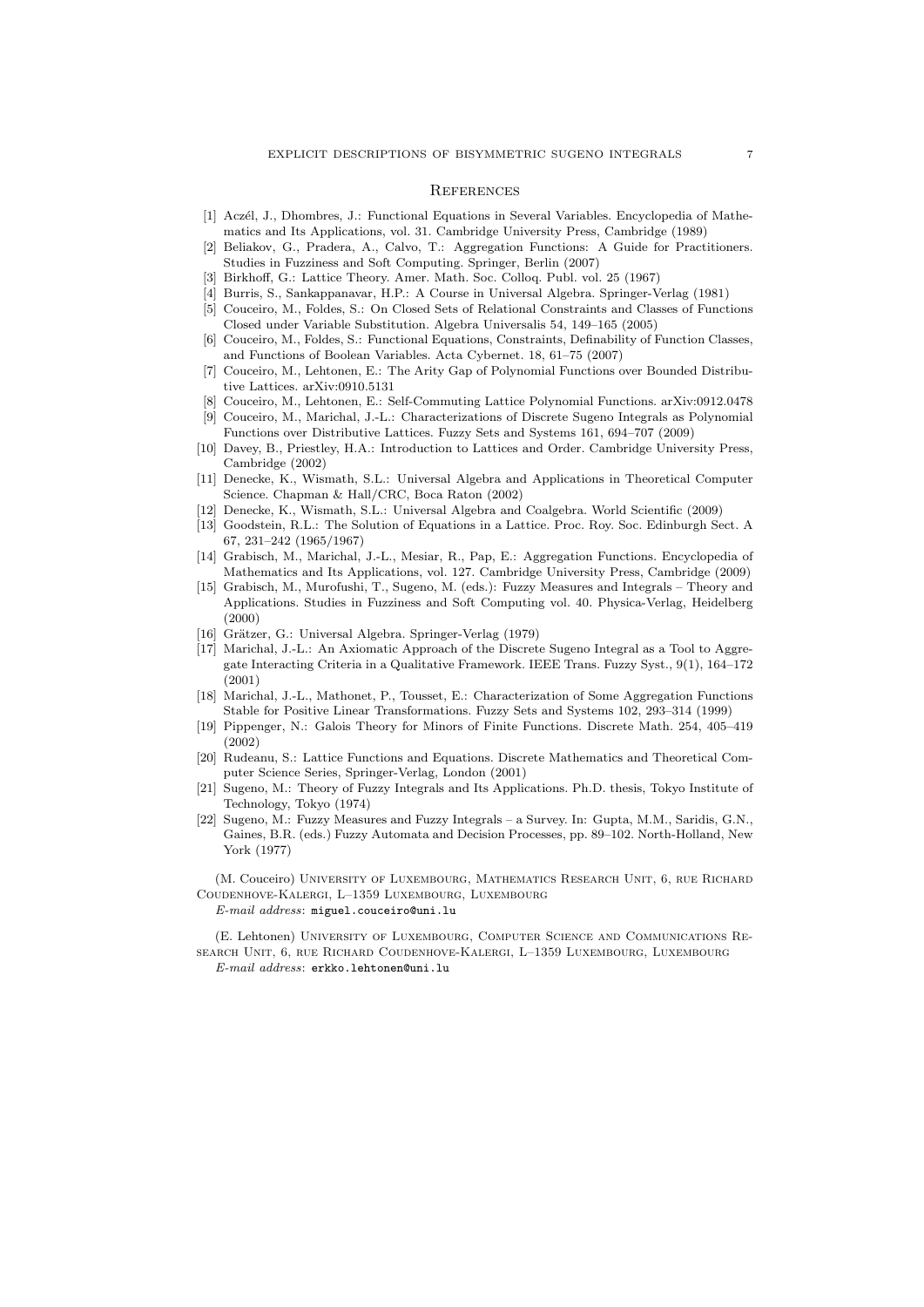## References

[1] Aczél, J., Dhombres, J.: Functional Equations in Several Variables. Encyclopedia of Mathematics and Its Applications, vol. 31. Cambridge University Press, Cambridge (1989)

[2] Beliakov, G., Pradera, A., Calvo, T.: Aggregation Functions: A Guide for Practitioners. Studies in Fuzziness and Soft Computing. Springer, Berlin (2007)

[3] Birkhoff, G.: Lattice Theory. Amer. Math. Soc. Colloq. Publ. vol. 25 (1967)

[4] Burris, S., Sankappanavar, H.P.: A Course in Universal Algebra. Springer-Verlag (1981)

[5] Couceiro, M., Foldes, S.: On Closed Sets of Relational Constraints and Classes of Functions Closed under Variable Substitution. Algebra Universalis 54, 149–165 (2005)

[6] Couceiro, M., Foldes, S.: Functional Equations, Constraints, Definability of Function Classes, and Functions of Boolean Variables. Acta Cybernet. 18, 61–75 (2007)

[7] Couceiro, M., Lehtonen, E.: The Arity Gap of Polynomial Functions over Bounded Distributive Lattices. arXiv:0910.5131

[8] Couceiro, M., Lehtonen, E.: Self-Commuting Lattice Polynomial Functions. arXiv:0912.0478

[9] Couceiro, M., Marichal, J.-L.: Characterizations of Discrete Sugeno Integrals as Polynomial Functions over Distributive Lattices. Fuzzy Sets and Systems 161, 694–707 (2009)

[10] Davey, B., Priestley, H.A.: Introduction to Lattices and Order. Cambridge University Press, Cambridge (2002)

[11] Denecke, K., Wismath, S.L.: Universal Algebra and Applications in Theoretical Computer Science. Chapman & Hall/CRC, Boca Raton (2002)

[12] Denecke, K., Wismath, S.L.: Universal Algebra and Coalgebra. World Scientific (2009)

[13] Goodstein, R.L.: The Solution of Equations in a Lattice. Proc. Roy. Soc. Edinburgh Sect. A 67, 231–242 (1965/1967)

[14] Grabisch, M., Marichal, J.-L., Mesiar, R., Pap, E.: Aggregation Functions. Encyclopedia of Mathematics and Its Applications, vol. 127. Cambridge University Press, Cambridge (2009)

[15] Grabisch, M., Murofushi, T., Sugeno, M. (eds.): Fuzzy Measures and Integrals – Theory and Applications. Studies in Fuzziness and Soft Computing vol. 40. Physica-Verlag, Heidelberg (2000)

[16] Grätzer, G.: Universal Algebra. Springer-Verlag (1979)

[17] Marichal, J.-L.: An Axiomatic Approach of the Discrete Sugeno Integral as a Tool to Aggregate Interacting Criteria in a Qualitative Framework. IEEE Trans. Fuzzy Syst., 9(1), 164–172 (2001)

[18] Marichal, J.-L., Mathonet, P., Tousset, E.: Characterization of Some Aggregation Functions Stable for Positive Linear Transformations. Fuzzy Sets and Systems 102, 293–314 (1999)

[19] Pippenger, N.: Galois Theory for Minors of Finite Functions. Discrete Math. 254, 405–419 (2002)

[20] Rudeanu, S.: Lattice Functions and Equations. Discrete Mathematics and Theoretical Computer Science Series, Springer-Verlag, London (2001)

[21] Sugeno, M.: Theory of Fuzzy Integrals and Its Applications. Ph.D. thesis, Tokyo Institute of Technology, Tokyo (1974)

[22] Sugeno, M.: Fuzzy Measures and Fuzzy Integrals – a Survey. In: Gupta, M.M., Saridis, G.N., Gaines, B.R. (eds.) Fuzzy Automata and Decision Processes, pp. 89–102. North-Holland, New York (1977)

(M. Couceiro) University of Luxembourg, Mathematics Research Unit, 6, rue Richard Coudenhove-Kalergi, L–1359 Luxembourg, Luxembourg

*E-mail address*: miguel.couceiro@uni.lu

(E. Lehtonen) University of Luxembourg, Computer Science and Communications Research Unit, 6, rue Richard Coudenhove-Kalergi, L–1359 Luxembourg, Luxembourg

*E-mail address*: erkko.lehtonen@uni.lu